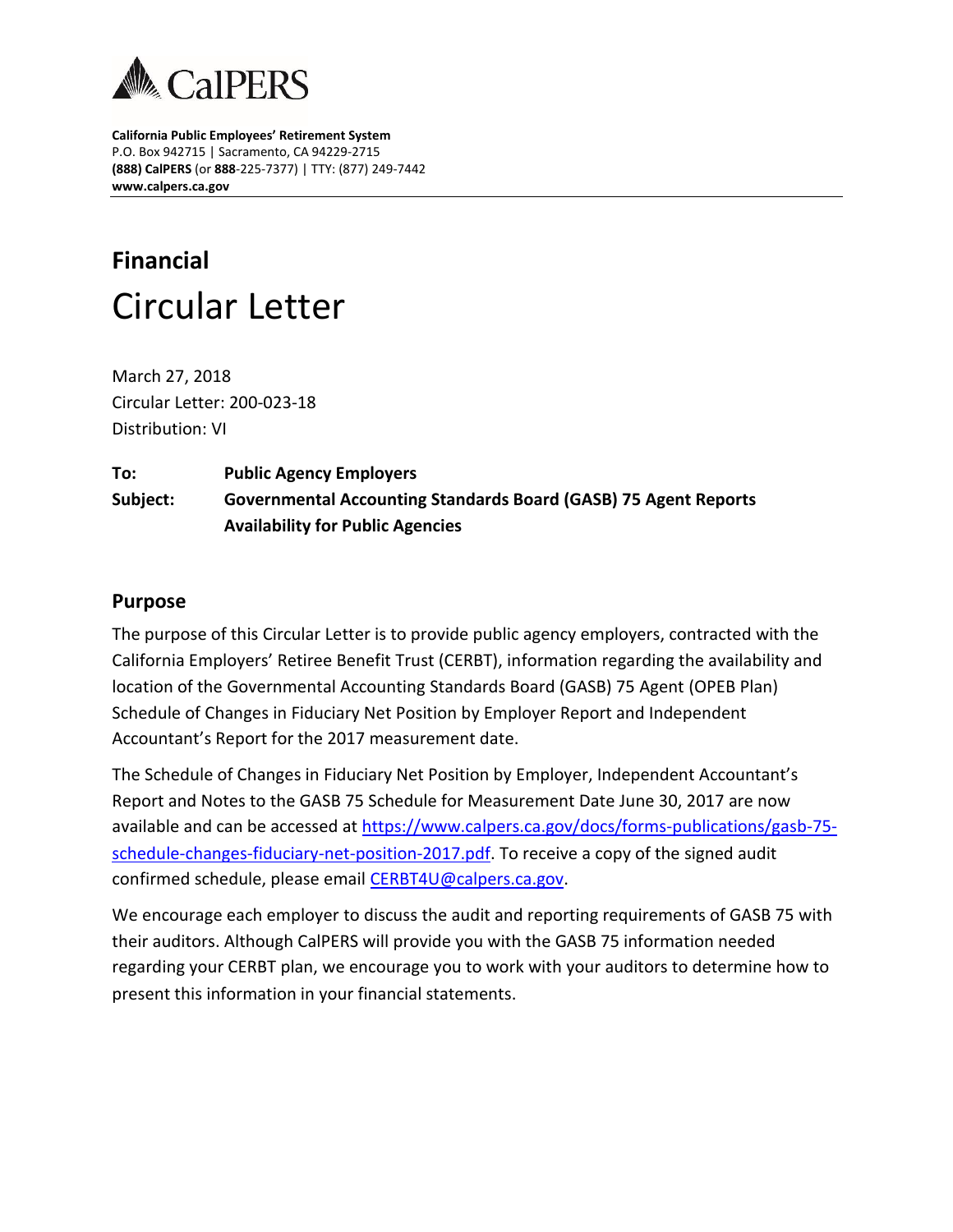CalPERS

**California Public Employees' Retirement System**
P.O. Box 942715 | Sacramento, CA 94229-2715
**(888) CalPERS** (or **888**-225-7377) | TTY: (877) 249-7442
**www.calpers.ca.gov**

## Financial

# Circular Letter

March 27, 2018
Circular Letter: 200-023-18
Distribution: VI

**To:** **Public Agency Employers**

**Subject:** **Governmental Accounting Standards Board (GASB) 75 Agent Reports Availability for Public Agencies**

## Purpose

The purpose of this Circular Letter is to provide public agency employers, contracted with the California Employers' Retiree Benefit Trust (CERBT), information regarding the availability and location of the Governmental Accounting Standards Board (GASB) 75 Agent (OPEB Plan) Schedule of Changes in Fiduciary Net Position by Employer Report and Independent Accountant's Report for the 2017 measurement date.

The Schedule of Changes in Fiduciary Net Position by Employer, Independent Accountant's Report and Notes to the GASB 75 Schedule for Measurement Date June 30, 2017 are now available and can be accessed at https://www.calpers.ca.gov/docs/forms-publications/gasb-75-schedule-changes-fiduciary-net-position-2017.pdf. To receive a copy of the signed audit confirmed schedule, please email CERBT4U@calpers.ca.gov.

We encourage each employer to discuss the audit and reporting requirements of GASB 75 with their auditors. Although CalPERS will provide you with the GASB 75 information needed regarding your CERBT plan, we encourage you to work with your auditors to determine how to present this information in your financial statements.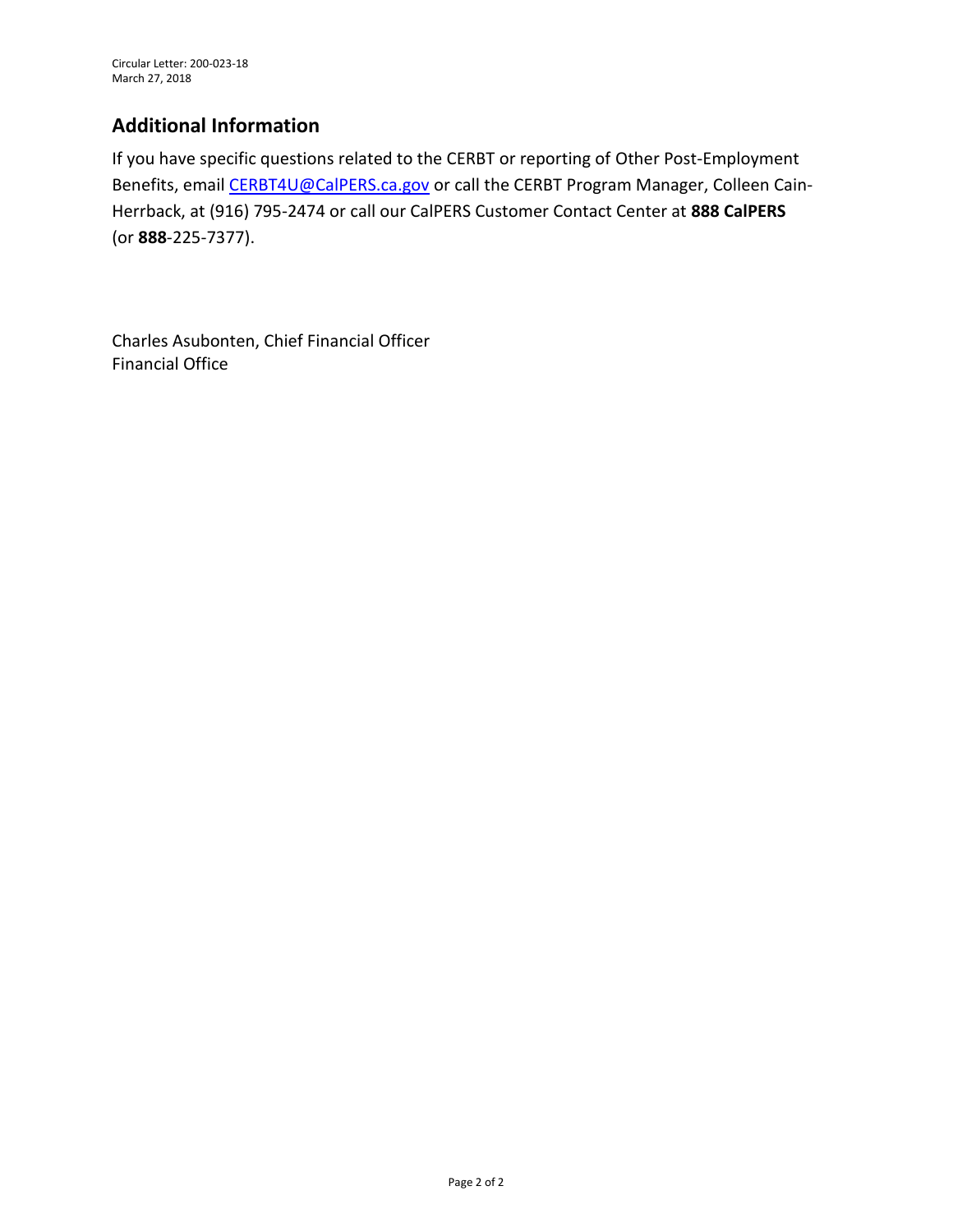## Additional Information

If you have specific questions related to the CERBT or reporting of Other Post-Employment Benefits, email [CERBT4U@CalPERS.ca.gov](mailto:CERBT4U@CalPERS.ca.gov) or call the CERBT Program Manager, Colleen Cain-Herrback, at (916) 795-2474 or call our CalPERS Customer Contact Center at **888 CalPERS** (or **888**-225-7377).

Charles Asubonten, Chief Financial Officer
Financial Office